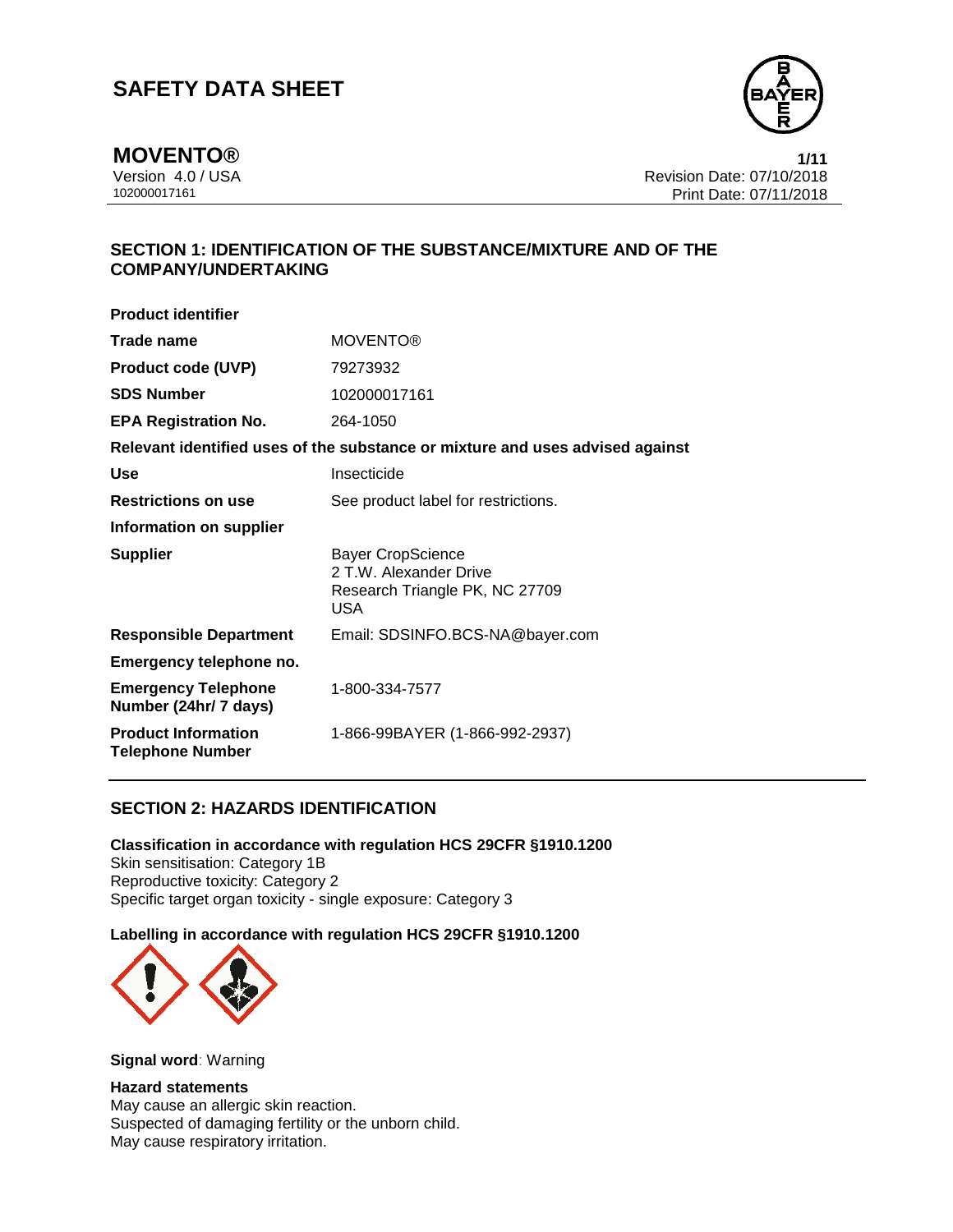# SAFETY DATA SHEET

## MOVENTO®

Version 4.0 / USA
102000017161

Revision Date: 07/10/2018
Print Date: 07/11/2018

## SECTION 1: IDENTIFICATION OF THE SUBSTANCE/MIXTURE AND OF THE COMPANY/UNDERTAKING

**Product identifier**

| | |
|---|---|
| **Trade name** | MOVENTO® |
| **Product code (UVP)** | 79273932 |
| **SDS Number** | 102000017161 |
| **EPA Registration No.** | 264-1050 |

**Relevant identified uses of the substance or mixture and uses advised against**

| | |
|---|---|
| **Use** | Insecticide |
| **Restrictions on use** | See product label for restrictions. |

**Information on supplier**

| | |
|---|---|
| **Supplier** | Bayer CropScience<br>2 T.W. Alexander Drive<br>Research Triangle PK, NC 27709<br>USA |
| **Responsible Department** | Email: SDSINFO.BCS-NA@bayer.com |

**Emergency telephone no.**

| | |
|---|---|
| **Emergency Telephone Number (24hr/ 7 days)** | 1-800-334-7577 |
| **Product Information Telephone Number** | 1-866-99BAYER (1-866-992-2937) |

## SECTION 2: HAZARDS IDENTIFICATION

**Classification in accordance with regulation HCS 29CFR §1910.1200**
Skin sensitisation: Category 1B
Reproductive toxicity: Category 2
Specific target organ toxicity - single exposure: Category 3

**Labelling in accordance with regulation HCS 29CFR §1910.1200**

**Signal word**: Warning

**Hazard statements**
May cause an allergic skin reaction.
Suspected of damaging fertility or the unborn child.
May cause respiratory irritation.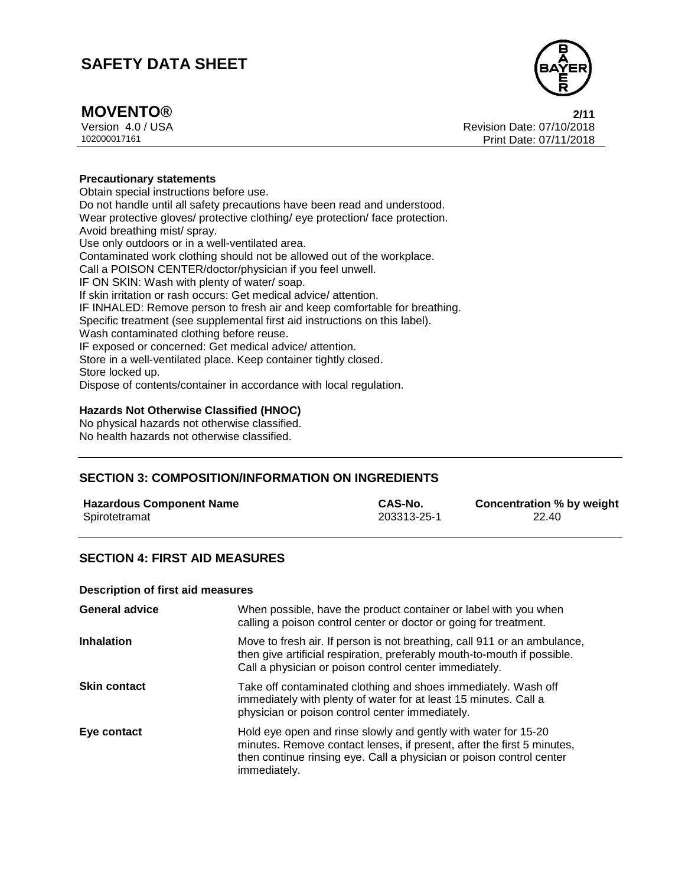**Precautionary statements**

Obtain special instructions before use.
Do not handle until all safety precautions have been read and understood.
Wear protective gloves/ protective clothing/ eye protection/ face protection.
Avoid breathing mist/ spray.
Use only outdoors or in a well-ventilated area.
Contaminated work clothing should not be allowed out of the workplace.
Call a POISON CENTER/doctor/physician if you feel unwell.
IF ON SKIN: Wash with plenty of water/ soap.
If skin irritation or rash occurs: Get medical advice/ attention.
IF INHALED: Remove person to fresh air and keep comfortable for breathing.
Specific treatment (see supplemental first aid instructions on this label).
Wash contaminated clothing before reuse.
IF exposed or concerned: Get medical advice/ attention.
Store in a well-ventilated place. Keep container tightly closed.
Store locked up.
Dispose of contents/container in accordance with local regulation.

**Hazards Not Otherwise Classified (HNOC)**

No physical hazards not otherwise classified.
No health hazards not otherwise classified.

## SECTION 3: COMPOSITION/INFORMATION ON INGREDIENTS

| Hazardous Component Name | CAS-No. | Concentration % by weight |
|---|---|---|
| Spirotetramat | 203313-25-1 | 22.40 |

## SECTION 4: FIRST AID MEASURES

**Description of first aid measures**

| | |
|---|---|
| **General advice** | When possible, have the product container or label with you when calling a poison control center or doctor or going for treatment. |
| **Inhalation** | Move to fresh air. If person is not breathing, call 911 or an ambulance, then give artificial respiration, preferably mouth-to-mouth if possible. Call a physician or poison control center immediately. |
| **Skin contact** | Take off contaminated clothing and shoes immediately. Wash off immediately with plenty of water for at least 15 minutes. Call a physician or poison control center immediately. |
| **Eye contact** | Hold eye open and rinse slowly and gently with water for 15-20 minutes. Remove contact lenses, if present, after the first 5 minutes, then continue rinsing eye. Call a physician or poison control center immediately. |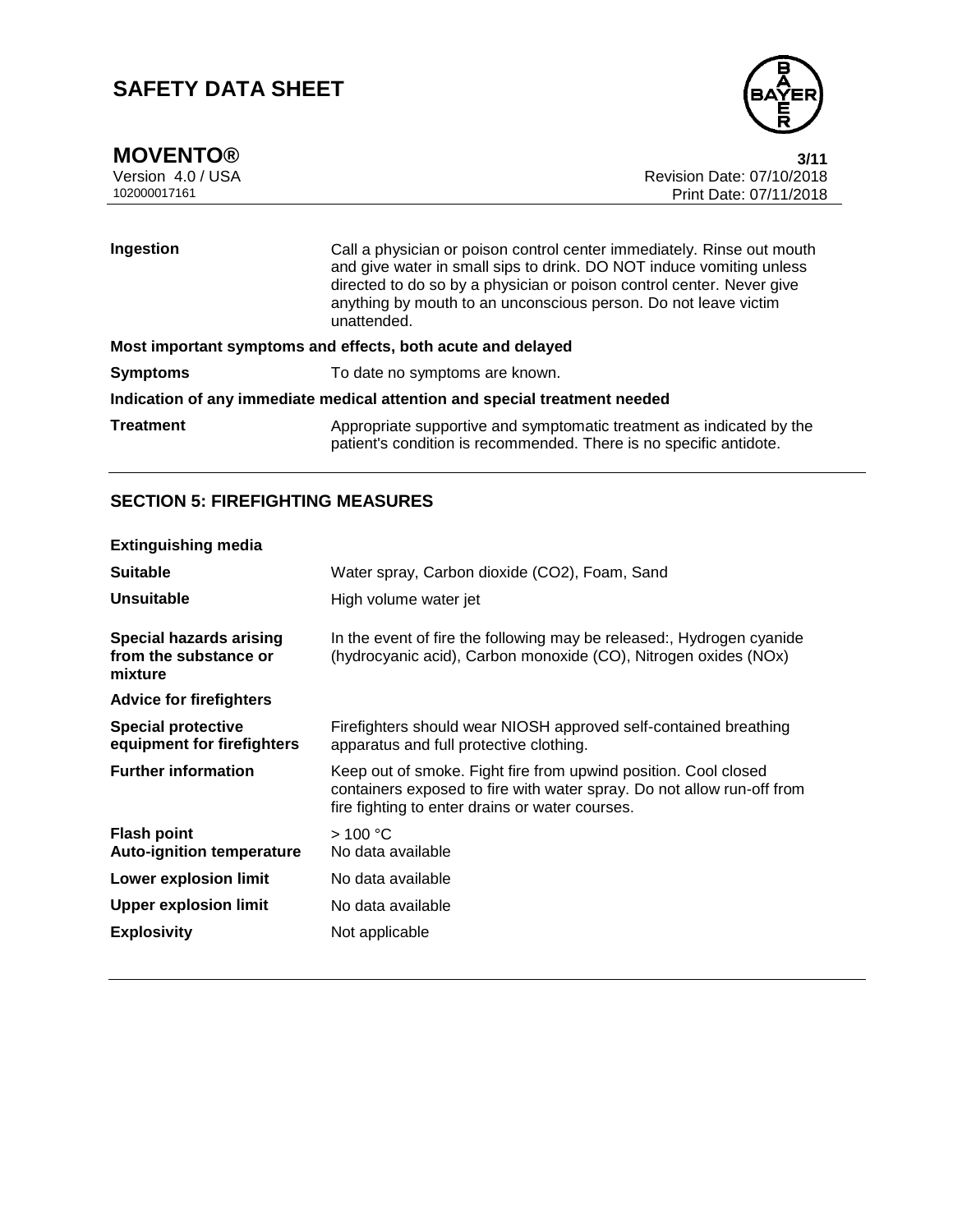| | |
|---|---|
| **Ingestion** | Call a physician or poison control center immediately. Rinse out mouth and give water in small sips to drink. DO NOT induce vomiting unless directed to do so by a physician or poison control center. Never give anything by mouth to an unconscious person. Do not leave victim unattended. |

**Most important symptoms and effects, both acute and delayed**

| | |
|---|---|
| **Symptoms** | To date no symptoms are known. |

**Indication of any immediate medical attention and special treatment needed**

| | |
|---|---|
| **Treatment** | Appropriate supportive and symptomatic treatment as indicated by the patient's condition is recommended. There is no specific antidote. |

## SECTION 5: FIREFIGHTING MEASURES

**Extinguishing media**

| | |
|---|---|
| **Suitable** | Water spray, Carbon dioxide (CO2), Foam, Sand |
| **Unsuitable** | High volume water jet |
| **Special hazards arising from the substance or mixture** | In the event of fire the following may be released:, Hydrogen cyanide (hydrocyanic acid), Carbon monoxide (CO), Nitrogen oxides (NOx) |

**Advice for firefighters**

| | |
|---|---|
| **Special protective equipment for firefighters** | Firefighters should wear NIOSH approved self-contained breathing apparatus and full protective clothing. |
| **Further information** | Keep out of smoke. Fight fire from upwind position. Cool closed containers exposed to fire with water spray. Do not allow run-off from fire fighting to enter drains or water courses. |
| **Flash point** | > 100 °C |
| **Auto-ignition temperature** | No data available |
| **Lower explosion limit** | No data available |
| **Upper explosion limit** | No data available |
| **Explosivity** | Not applicable |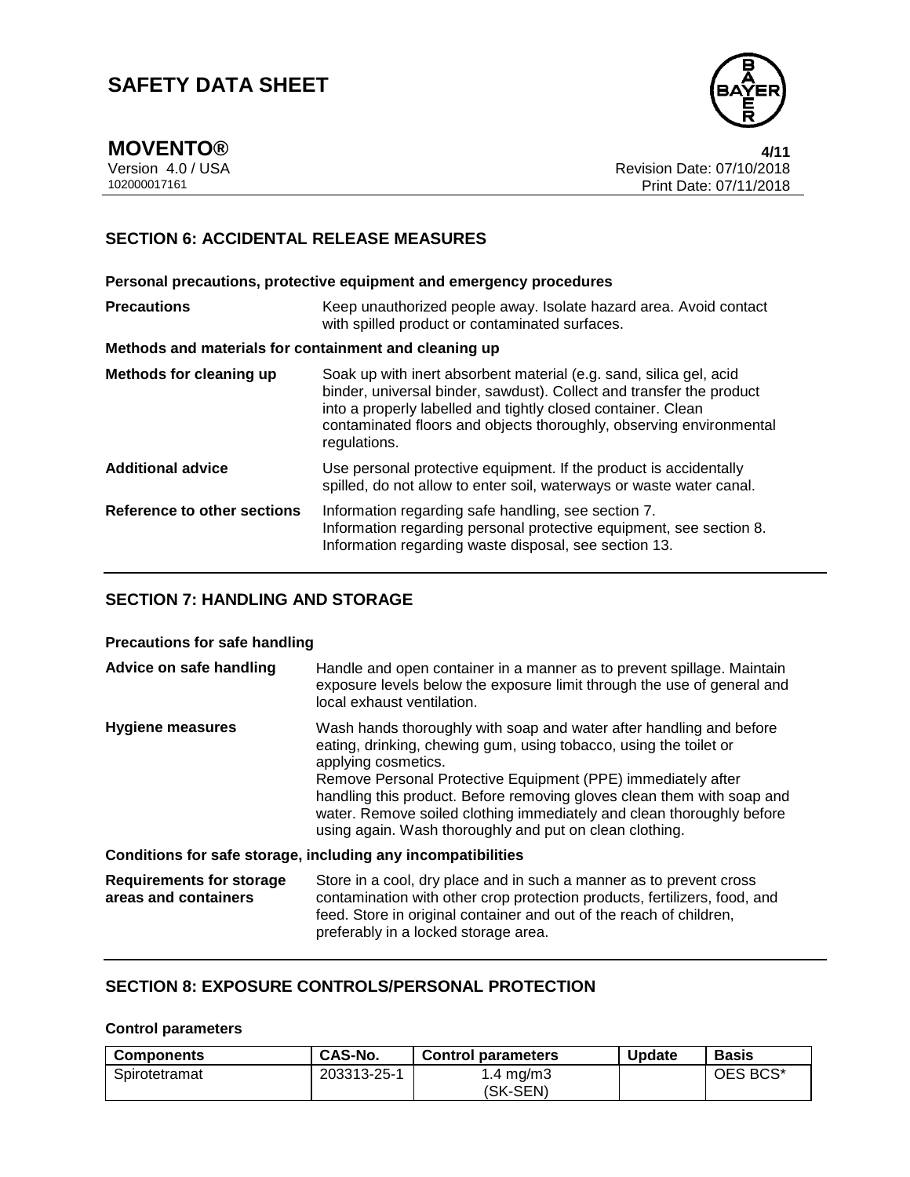## SECTION 6: ACCIDENTAL RELEASE MEASURES

### Personal precautions, protective equipment and emergency procedures

**Precautions** Keep unauthorized people away. Isolate hazard area. Avoid contact with spilled product or contaminated surfaces.

### Methods and materials for containment and cleaning up

**Methods for cleaning up** Soak up with inert absorbent material (e.g. sand, silica gel, acid binder, universal binder, sawdust). Collect and transfer the product into a properly labelled and tightly closed container. Clean contaminated floors and objects thoroughly, observing environmental regulations.

**Additional advice** Use personal protective equipment. If the product is accidentally spilled, do not allow to enter soil, waterways or waste water canal.

**Reference to other sections** Information regarding safe handling, see section 7.
Information regarding personal protective equipment, see section 8.
Information regarding waste disposal, see section 13.

## SECTION 7: HANDLING AND STORAGE

### Precautions for safe handling

**Advice on safe handling** Handle and open container in a manner as to prevent spillage. Maintain exposure levels below the exposure limit through the use of general and local exhaust ventilation.

**Hygiene measures** Wash hands thoroughly with soap and water after handling and before eating, drinking, chewing gum, using tobacco, using the toilet or applying cosmetics.
Remove Personal Protective Equipment (PPE) immediately after handling this product. Before removing gloves clean them with soap and water. Remove soiled clothing immediately and clean thoroughly before using again. Wash thoroughly and put on clean clothing.

### Conditions for safe storage, including any incompatibilities

**Requirements for storage areas and containers** Store in a cool, dry place and in such a manner as to prevent cross contamination with other crop protection products, fertilizers, food, and feed. Store in original container and out of the reach of children, preferably in a locked storage area.

## SECTION 8: EXPOSURE CONTROLS/PERSONAL PROTECTION

### Control parameters

| Components | CAS-No. | Control parameters | Update | Basis |
|---|---|---|---|---|
| Spirotetramat | 203313-25-1 | 1.4 mg/m3 (SK-SEN) | | OES BCS* |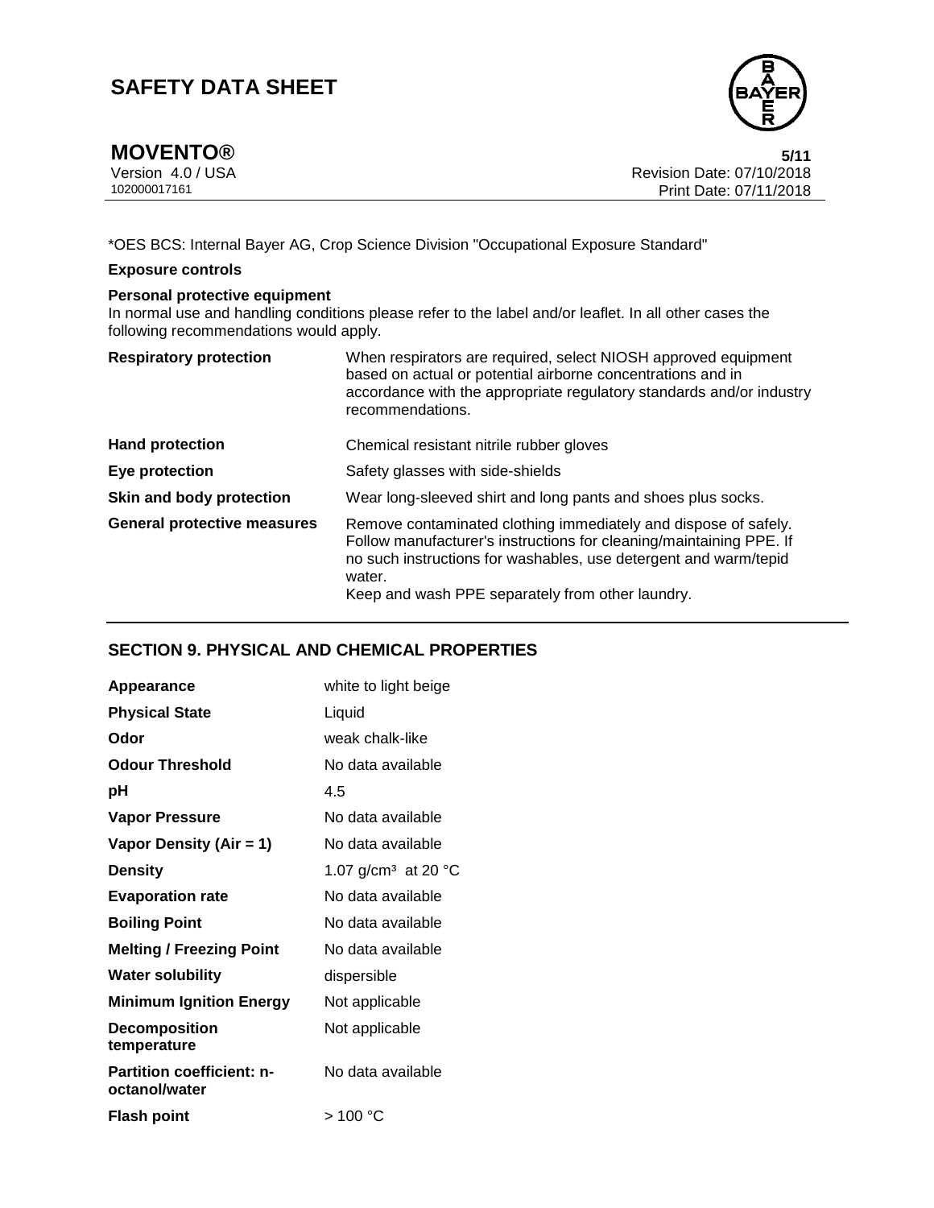*OES BCS: Internal Bayer AG, Crop Science Division "Occupational Exposure Standard"

**Exposure controls**

**Personal protective equipment**

In normal use and handling conditions please refer to the label and/or leaflet. In all other cases the following recommendations would apply.

| | |
|---|---|
| **Respiratory protection** | When respirators are required, select NIOSH approved equipment based on actual or potential airborne concentrations and in accordance with the appropriate regulatory standards and/or industry recommendations. |
| **Hand protection** | Chemical resistant nitrile rubber gloves |
| **Eye protection** | Safety glasses with side-shields |
| **Skin and body protection** | Wear long-sleeved shirt and long pants and shoes plus socks. |
| **General protective measures** | Remove contaminated clothing immediately and dispose of safely. Follow manufacturer's instructions for cleaning/maintaining PPE. If no such instructions for washables, use detergent and warm/tepid water.<br>Keep and wash PPE separately from other laundry. |

## SECTION 9. PHYSICAL AND CHEMICAL PROPERTIES

| | |
|---|---|
| **Appearance** | white to light beige |
| **Physical State** | Liquid |
| **Odor** | weak chalk-like |
| **Odour Threshold** | No data available |
| **pH** | 4.5 |
| **Vapor Pressure** | No data available |
| **Vapor Density (Air = 1)** | No data available |
| **Density** | 1.07 g/cm³ at 20 °C |
| **Evaporation rate** | No data available |
| **Boiling Point** | No data available |
| **Melting / Freezing Point** | No data available |
| **Water solubility** | dispersible |
| **Minimum Ignition Energy** | Not applicable |
| **Decomposition temperature** | Not applicable |
| **Partition coefficient: n-octanol/water** | No data available |
| **Flash point** | > 100 °C |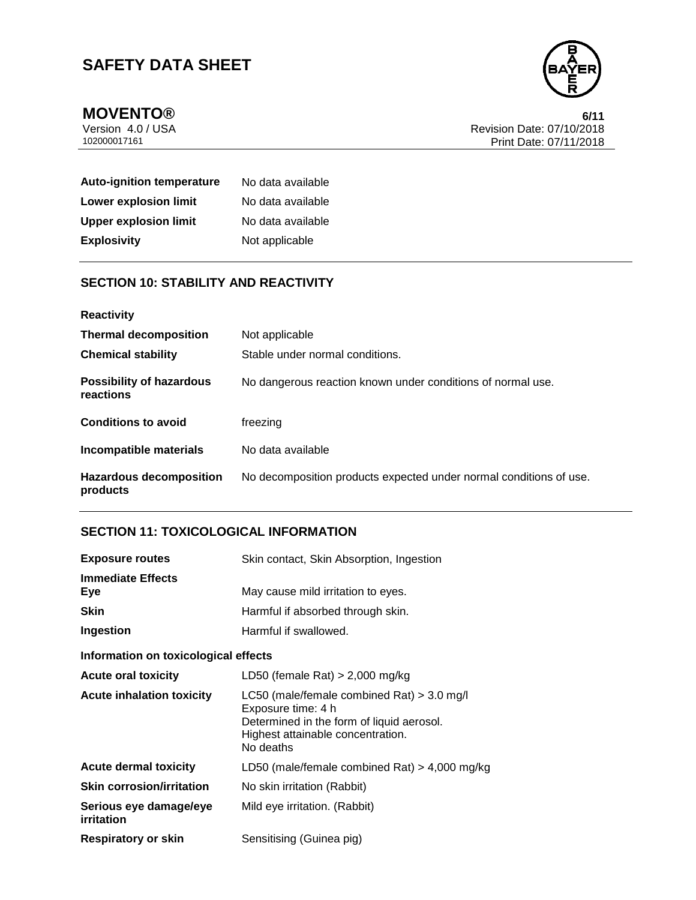| | |
|---|---|
| **Auto-ignition temperature** | No data available |
| **Lower explosion limit** | No data available |
| **Upper explosion limit** | No data available |
| **Explosivity** | Not applicable |

## SECTION 10: STABILITY AND REACTIVITY

**Reactivity**

| | |
|---|---|
| **Thermal decomposition** | Not applicable |
| **Chemical stability** | Stable under normal conditions. |
| **Possibility of hazardous reactions** | No dangerous reaction known under conditions of normal use. |
| **Conditions to avoid** | freezing |
| **Incompatible materials** | No data available |
| **Hazardous decomposition products** | No decomposition products expected under normal conditions of use. |

## SECTION 11: TOXICOLOGICAL INFORMATION

| | |
|---|---|
| **Exposure routes** | Skin contact, Skin Absorption, Ingestion |

**Immediate Effects**

| | |
|---|---|
| **Eye** | May cause mild irritation to eyes. |
| **Skin** | Harmful if absorbed through skin. |
| **Ingestion** | Harmful if swallowed. |

**Information on toxicological effects**

| | |
|---|---|
| **Acute oral toxicity** | LD50 (female Rat) > 2,000 mg/kg |
| **Acute inhalation toxicity** | LC50 (male/female combined Rat) > 3.0 mg/l<br>Exposure time: 4 h<br>Determined in the form of liquid aerosol.<br>Highest attainable concentration.<br>No deaths |
| **Acute dermal toxicity** | LD50 (male/female combined Rat) > 4,000 mg/kg |
| **Skin corrosion/irritation** | No skin irritation (Rabbit) |
| **Serious eye damage/eye irritation** | Mild eye irritation. (Rabbit) |
| **Respiratory or skin** | Sensitising (Guinea pig) |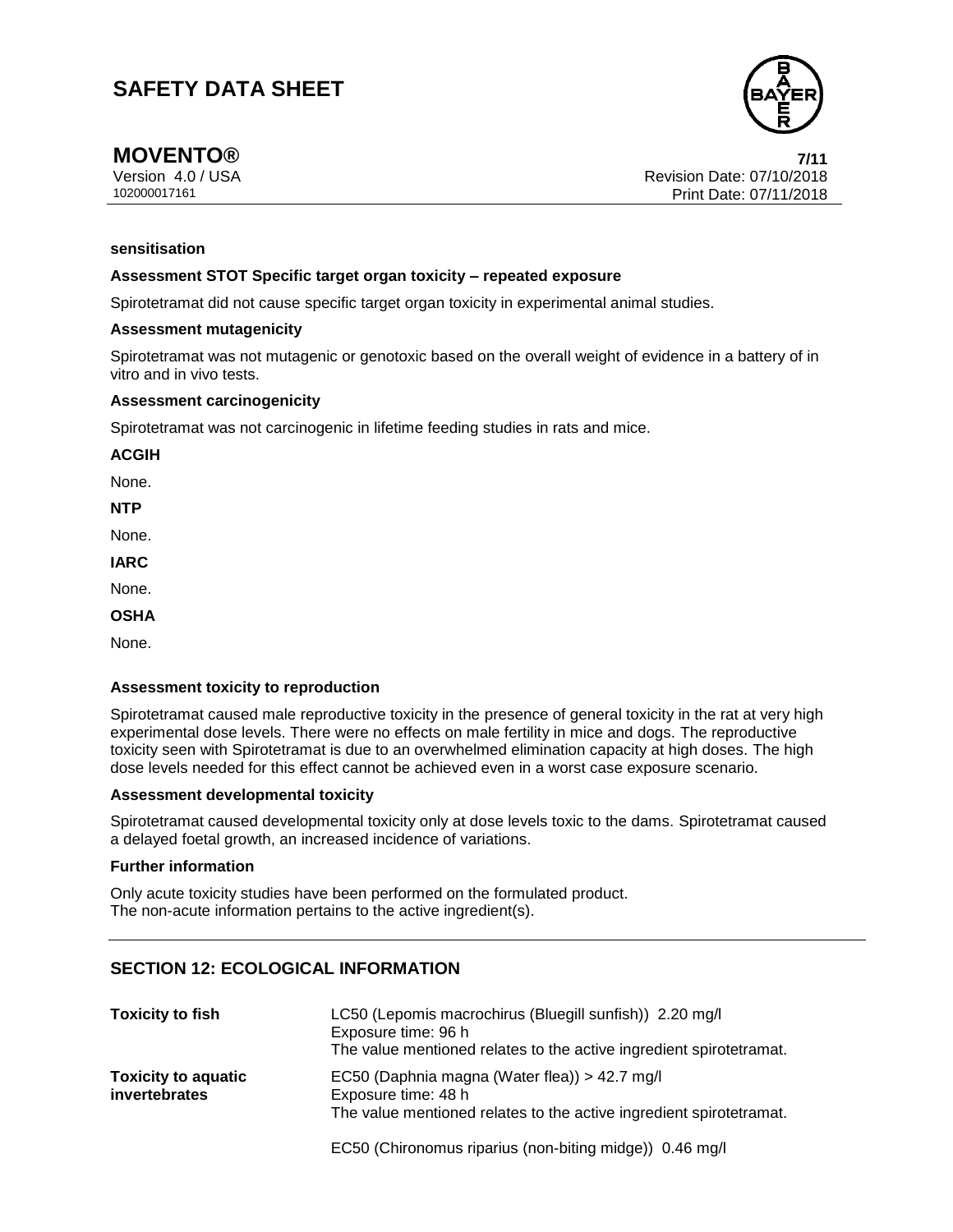**sensitisation**

**Assessment STOT Specific target organ toxicity – repeated exposure**

Spirotetramat did not cause specific target organ toxicity in experimental animal studies.

**Assessment mutagenicity**

Spirotetramat was not mutagenic or genotoxic based on the overall weight of evidence in a battery of in vitro and in vivo tests.

**Assessment carcinogenicity**

Spirotetramat was not carcinogenic in lifetime feeding studies in rats and mice.

**ACGIH**

None.

**NTP**

None.

**IARC**

None.

**OSHA**

None.

**Assessment toxicity to reproduction**

Spirotetramat caused male reproductive toxicity in the presence of general toxicity in the rat at very high experimental dose levels. There were no effects on male fertility in mice and dogs. The reproductive toxicity seen with Spirotetramat is due to an overwhelmed elimination capacity at high doses. The high dose levels needed for this effect cannot be achieved even in a worst case exposure scenario.

**Assessment developmental toxicity**

Spirotetramat caused developmental toxicity only at dose levels toxic to the dams. Spirotetramat caused a delayed foetal growth, an increased incidence of variations.

**Further information**

Only acute toxicity studies have been performed on the formulated product.
The non-acute information pertains to the active ingredient(s).

## SECTION 12: ECOLOGICAL INFORMATION

| | |
|---|---|
| **Toxicity to fish** | LC50 (Lepomis macrochirus (Bluegill sunfish)) 2.20 mg/l<br>Exposure time: 96 h<br>The value mentioned relates to the active ingredient spirotetramat. |
| **Toxicity to aquatic invertebrates** | EC50 (Daphnia magna (Water flea)) > 42.7 mg/l<br>Exposure time: 48 h<br>The value mentioned relates to the active ingredient spirotetramat.<br><br>EC50 (Chironomus riparius (non-biting midge)) 0.46 mg/l |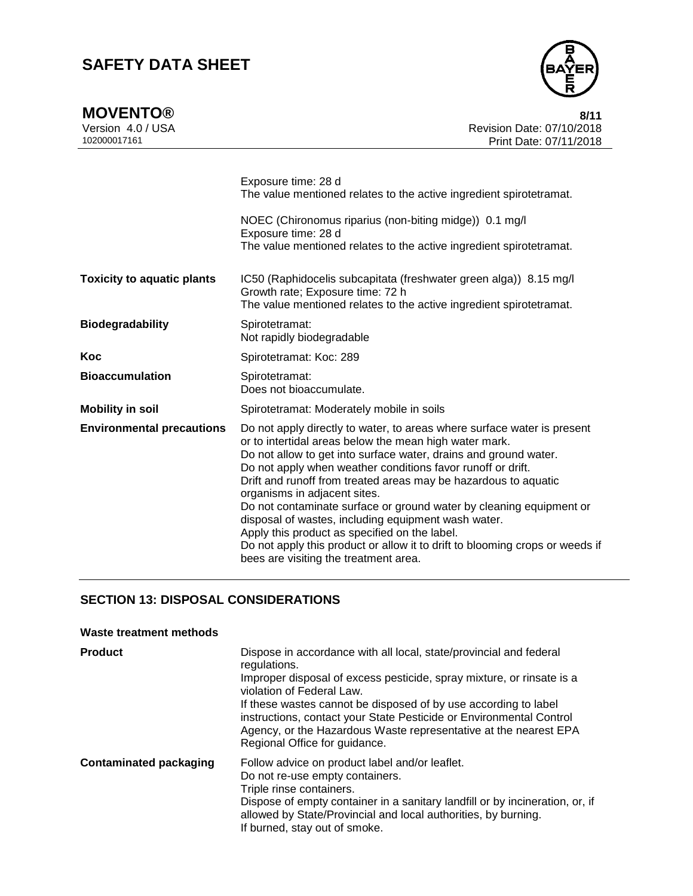| | |
|---|---|
| | Exposure time: 28 d<br>The value mentioned relates to the active ingredient spirotetramat.<br><br>NOEC (Chironomus riparius (non-biting midge)) 0.1 mg/l<br>Exposure time: 28 d<br>The value mentioned relates to the active ingredient spirotetramat. |
| **Toxicity to aquatic plants** | IC50 (Raphidocelis subcapitata (freshwater green alga)) 8.15 mg/l<br>Growth rate; Exposure time: 72 h<br>The value mentioned relates to the active ingredient spirotetramat. |
| **Biodegradability** | Spirotetramat:<br>Not rapidly biodegradable |
| **Koc** | Spirotetramat: Koc: 289 |
| **Bioaccumulation** | Spirotetramat:<br>Does not bioaccumulate. |
| **Mobility in soil** | Spirotetramat: Moderately mobile in soils |
| **Environmental precautions** | Do not apply directly to water, to areas where surface water is present or to intertidal areas below the mean high water mark.<br>Do not allow to get into surface water, drains and ground water.<br>Do not apply when weather conditions favor runoff or drift.<br>Drift and runoff from treated areas may be hazardous to aquatic organisms in adjacent sites.<br>Do not contaminate surface or ground water by cleaning equipment or disposal of wastes, including equipment wash water.<br>Apply this product as specified on the label.<br>Do not apply this product or allow it to drift to blooming crops or weeds if bees are visiting the treatment area. |

## SECTION 13: DISPOSAL CONSIDERATIONS

**Waste treatment methods**

| | |
|---|---|
| **Product** | Dispose in accordance with all local, state/provincial and federal regulations.<br>Improper disposal of excess pesticide, spray mixture, or rinsate is a violation of Federal Law.<br>If these wastes cannot be disposed of by use according to label instructions, contact your State Pesticide or Environmental Control Agency, or the Hazardous Waste representative at the nearest EPA Regional Office for guidance. |
| **Contaminated packaging** | Follow advice on product label and/or leaflet.<br>Do not re-use empty containers.<br>Triple rinse containers.<br>Dispose of empty container in a sanitary landfill or by incineration, or, if allowed by State/Provincial and local authorities, by burning.<br>If burned, stay out of smoke. |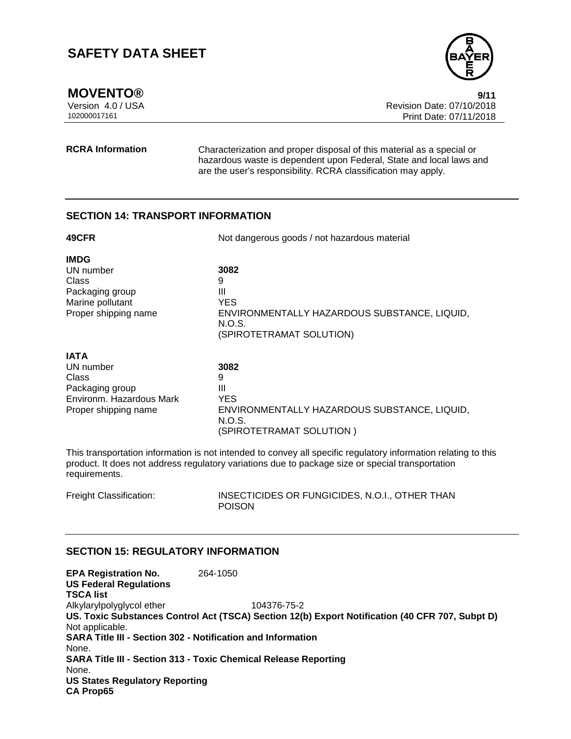**RCRA Information** Characterization and proper disposal of this material as a special or hazardous waste is dependent upon Federal, State and local laws and are the user's responsibility. RCRA classification may apply.

## SECTION 14: TRANSPORT INFORMATION

**49CFR** Not dangerous goods / not hazardous material

**IMDG**

| | |
|---|---|
| UN number | **3082** |
| Class | 9 |
| Packaging group | III |
| Marine pollutant | YES |
| Proper shipping name | ENVIRONMENTALLY HAZARDOUS SUBSTANCE, LIQUID, N.O.S. (SPIROTETRAMAT SOLUTION) |

**IATA**

| | |
|---|---|
| UN number | **3082** |
| Class | 9 |
| Packaging group | III |
| Environm. Hazardous Mark | YES |
| Proper shipping name | ENVIRONMENTALLY HAZARDOUS SUBSTANCE, LIQUID, N.O.S. (SPIROTETRAMAT SOLUTION ) |

This transportation information is not intended to convey all specific regulatory information relating to this product. It does not address regulatory variations due to package size or special transportation requirements.

Freight Classification: INSECTICIDES OR FUNGICIDES, N.O.I., OTHER THAN POISON

## SECTION 15: REGULATORY INFORMATION

**EPA Registration No.** 264-1050

**US Federal Regulations**

**TSCA list**

Alkylarylpolyglycol ether 104376-75-2

**US. Toxic Substances Control Act (TSCA) Section 12(b) Export Notification (40 CFR 707, Subpt D)**

Not applicable.

**SARA Title III - Section 302 - Notification and Information**

None.

**SARA Title III - Section 313 - Toxic Chemical Release Reporting**

None.

**US States Regulatory Reporting**

**CA Prop65**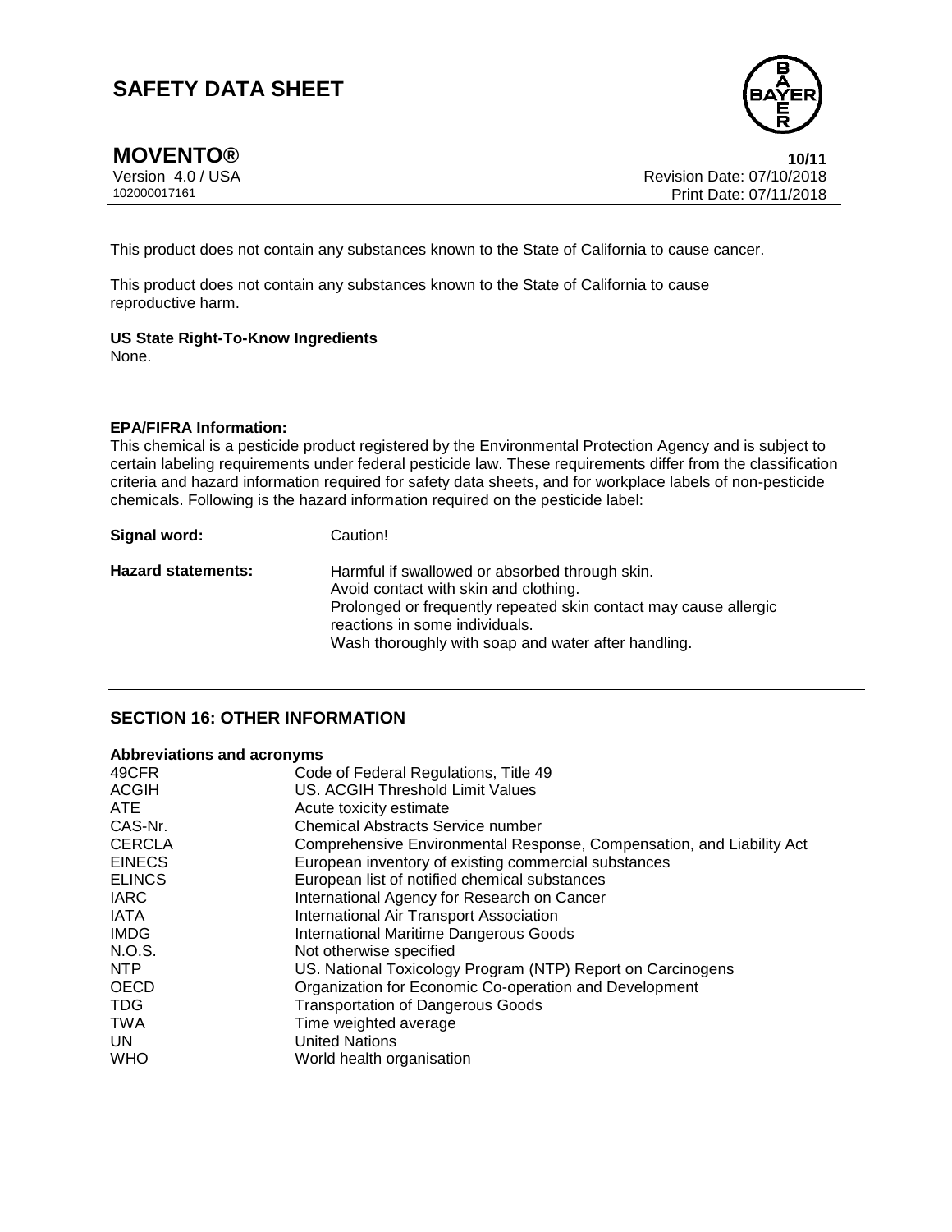This product does not contain any substances known to the State of California to cause cancer.

This product does not contain any substances known to the State of California to cause reproductive harm.

**US State Right-To-Know Ingredients**
None.

**EPA/FIFRA Information:**
This chemical is a pesticide product registered by the Environmental Protection Agency and is subject to certain labeling requirements under federal pesticide law. These requirements differ from the classification criteria and hazard information required for safety data sheets, and for workplace labels of non-pesticide chemicals. Following is the hazard information required on the pesticide label:

| | |
|---|---|
| **Signal word:** | Caution! |
| **Hazard statements:** | Harmful if swallowed or absorbed through skin.<br>Avoid contact with skin and clothing.<br>Prolonged or frequently repeated skin contact may cause allergic reactions in some individuals.<br>Wash thoroughly with soap and water after handling. |

## SECTION 16: OTHER INFORMATION

**Abbreviations and acronyms**

| | |
|---|---|
| 49CFR | Code of Federal Regulations, Title 49 |
| ACGIH | US. ACGIH Threshold Limit Values |
| ATE | Acute toxicity estimate |
| CAS-Nr. | Chemical Abstracts Service number |
| CERCLA | Comprehensive Environmental Response, Compensation, and Liability Act |
| EINECS | European inventory of existing commercial substances |
| ELINCS | European list of notified chemical substances |
| IARC | International Agency for Research on Cancer |
| IATA | International Air Transport Association |
| IMDG | International Maritime Dangerous Goods |
| N.O.S. | Not otherwise specified |
| NTP | US. National Toxicology Program (NTP) Report on Carcinogens |
| OECD | Organization for Economic Co-operation and Development |
| TDG | Transportation of Dangerous Goods |
| TWA | Time weighted average |
| UN | United Nations |
| WHO | World health organisation |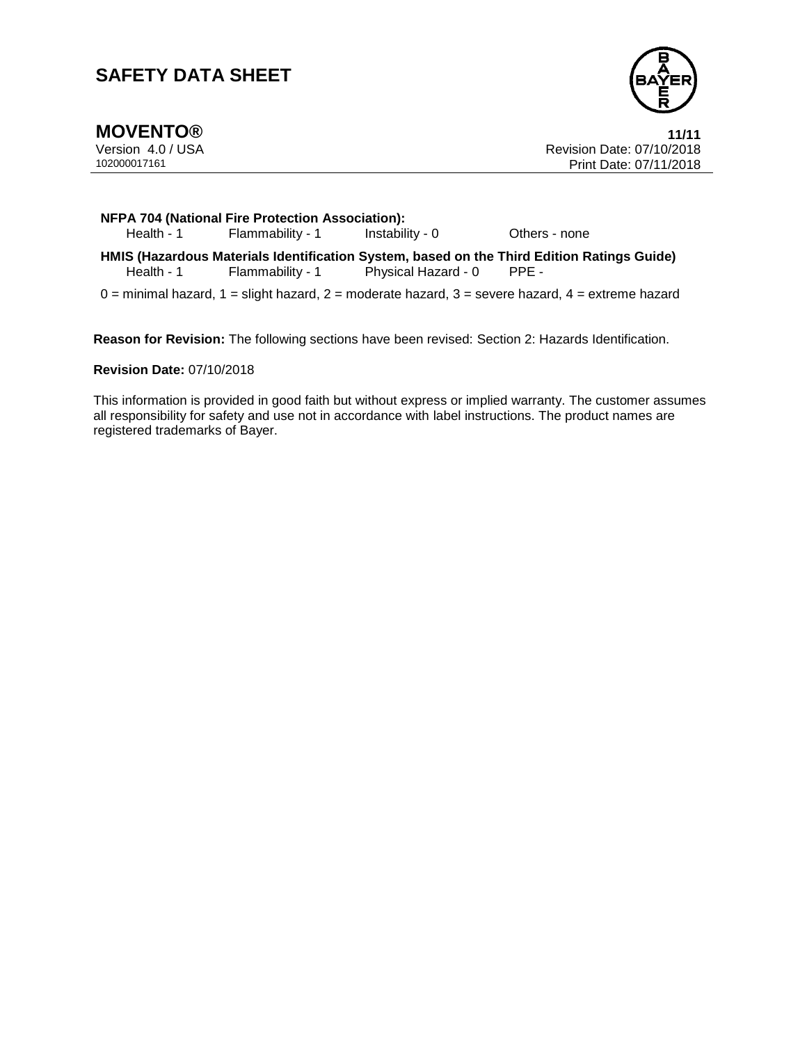**NFPA 704 (National Fire Protection Association):**

| | | | |
|---|---|---|---|
| Health - 1 | Flammability - 1 | Instability - 0 | Others - none |

**HMIS (Hazardous Materials Identification System, based on the Third Edition Ratings Guide)**

| | | | |
|---|---|---|---|
| Health - 1 | Flammability - 1 | Physical Hazard - 0 | PPE - |

0 = minimal hazard, 1 = slight hazard, 2 = moderate hazard, 3 = severe hazard, 4 = extreme hazard

**Reason for Revision:** The following sections have been revised: Section 2: Hazards Identification.

**Revision Date:** 07/10/2018

This information is provided in good faith but without express or implied warranty. The customer assumes all responsibility for safety and use not in accordance with label instructions. The product names are registered trademarks of Bayer.